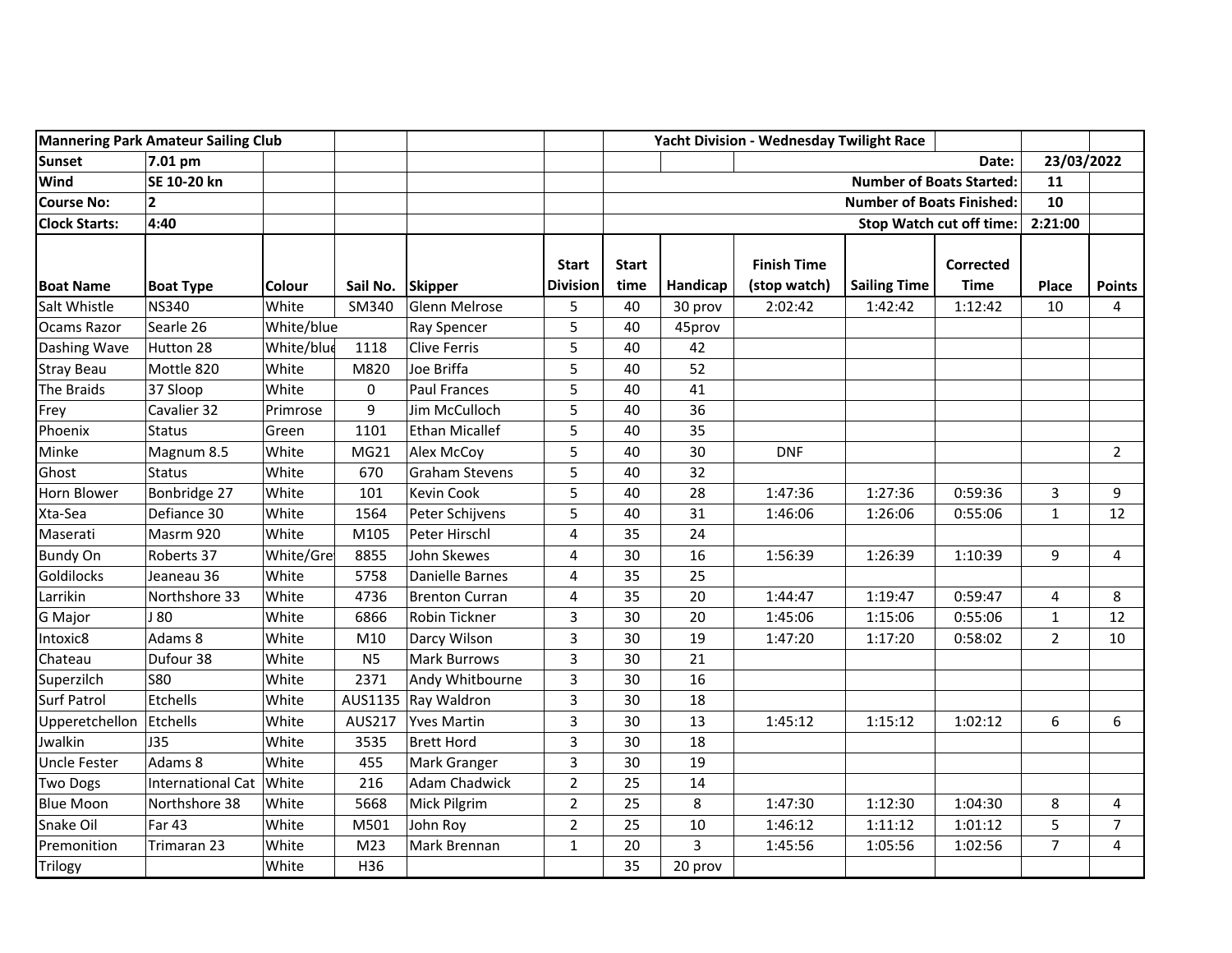| Mannering Park Amateur Sailing Club | | | | | | Yacht Division - Wednesday Twilight Race | | | | | | |
|---|---|---|---|---|---|---|---|---|---|---|---|---|
| Sunset | 7.01 pm | | | | | | | | | Date: | 23/03/2022 | |
| Wind | SE 10-20 kn | | | | | | | | | Number of Boats Started: | 11 | |
| Course No: | 2 | | | | | | | | | Number of Boats Finished: | 10 | |
| Clock Starts: | 4:40 | | | | | | | | | Stop Watch cut off time: | 2:21:00 | |
| **Boat Name** | **Boat Type** | **Colour** | **Sail No.** | **Skipper** | **Start Division** | **Start time** | **Handicap** | **Finish Time (stop watch)** | **Sailing Time** | **Corrected Time** | **Place** | **Points** |
| Salt Whistle | NS340 | White | SM340 | Glenn Melrose | 5 | 40 | 30 prov | 2:02:42 | 1:42:42 | 1:12:42 | 10 | 4 |
| Ocams Razor | Searle 26 | White/blue | | Ray Spencer | 5 | 40 | 45prov | | | | | |
| Dashing Wave | Hutton 28 | White/blue | 1118 | Clive Ferris | 5 | 40 | 42 | | | | | |
| Stray Beau | Mottle 820 | White | M820 | Joe Briffa | 5 | 40 | 52 | | | | | |
| The Braids | 37 Sloop | White | 0 | Paul Frances | 5 | 40 | 41 | | | | | |
| Frey | Cavalier 32 | Primrose | 9 | Jim McCulloch | 5 | 40 | 36 | | | | | |
| Phoenix | Status | Green | 1101 | Ethan Micallef | 5 | 40 | 35 | | | | | |
| Minke | Magnum 8.5 | White | MG21 | Alex McCoy | 5 | 40 | 30 | DNF | | | | 2 |
| Ghost | Status | White | 670 | Graham Stevens | 5 | 40 | 32 | | | | | |
| Horn Blower | Bonbridge 27 | White | 101 | Kevin Cook | 5 | 40 | 28 | 1:47:36 | 1:27:36 | 0:59:36 | 3 | 9 |
| Xta-Sea | Defiance 30 | White | 1564 | Peter Schijvens | 5 | 40 | 31 | 1:46:06 | 1:26:06 | 0:55:06 | 1 | 12 |
| Maserati | Masrm 920 | White | M105 | Peter Hirschl | 4 | 35 | 24 | | | | | |
| Bundy On | Roberts 37 | White/Grey | 8855 | John Skewes | 4 | 30 | 16 | 1:56:39 | 1:26:39 | 1:10:39 | 9 | 4 |
| Goldilocks | Jeaneau 36 | White | 5758 | Danielle Barnes | 4 | 35 | 25 | | | | | |
| Larrikin | Northshore 33 | White | 4736 | Brenton Curran | 4 | 35 | 20 | 1:44:47 | 1:19:47 | 0:59:47 | 4 | 8 |
| G Major | J 80 | White | 6866 | Robin Tickner | 3 | 30 | 20 | 1:45:06 | 1:15:06 | 0:55:06 | 1 | 12 |
| Intoxic8 | Adams 8 | White | M10 | Darcy Wilson | 3 | 30 | 19 | 1:47:20 | 1:17:20 | 0:58:02 | 2 | 10 |
| Chateau | Dufour 38 | White | N5 | Mark Burrows | 3 | 30 | 21 | | | | | |
| Superzilch | S80 | White | 2371 | Andy Whitbourne | 3 | 30 | 16 | | | | | |
| Surf Patrol | Etchells | White | AUS1135 | Ray Waldron | 3 | 30 | 18 | | | | | |
| Upperetchellon | Etchells | White | AUS217 | Yves Martin | 3 | 30 | 13 | 1:45:12 | 1:15:12 | 1:02:12 | 6 | 6 |
| Jwalkin | J35 | White | 3535 | Brett Hord | 3 | 30 | 18 | | | | | |
| Uncle Fester | Adams 8 | White | 455 | Mark Granger | 3 | 30 | 19 | | | | | |
| Two Dogs | International Cat | White | 216 | Adam Chadwick | 2 | 25 | 14 | | | | | |
| Blue Moon | Northshore 38 | White | 5668 | Mick Pilgrim | 2 | 25 | 8 | 1:47:30 | 1:12:30 | 1:04:30 | 8 | 4 |
| Snake Oil | Far 43 | White | M501 | John Roy | 2 | 25 | 10 | 1:46:12 | 1:11:12 | 1:01:12 | 5 | 7 |
| Premonition | Trimaran 23 | White | M23 | Mark Brennan | 1 | 20 | 3 | 1:45:56 | 1:05:56 | 1:02:56 | 7 | 4 |
| Trilogy | | White | H36 | | | 35 | 20 prov | | | | | |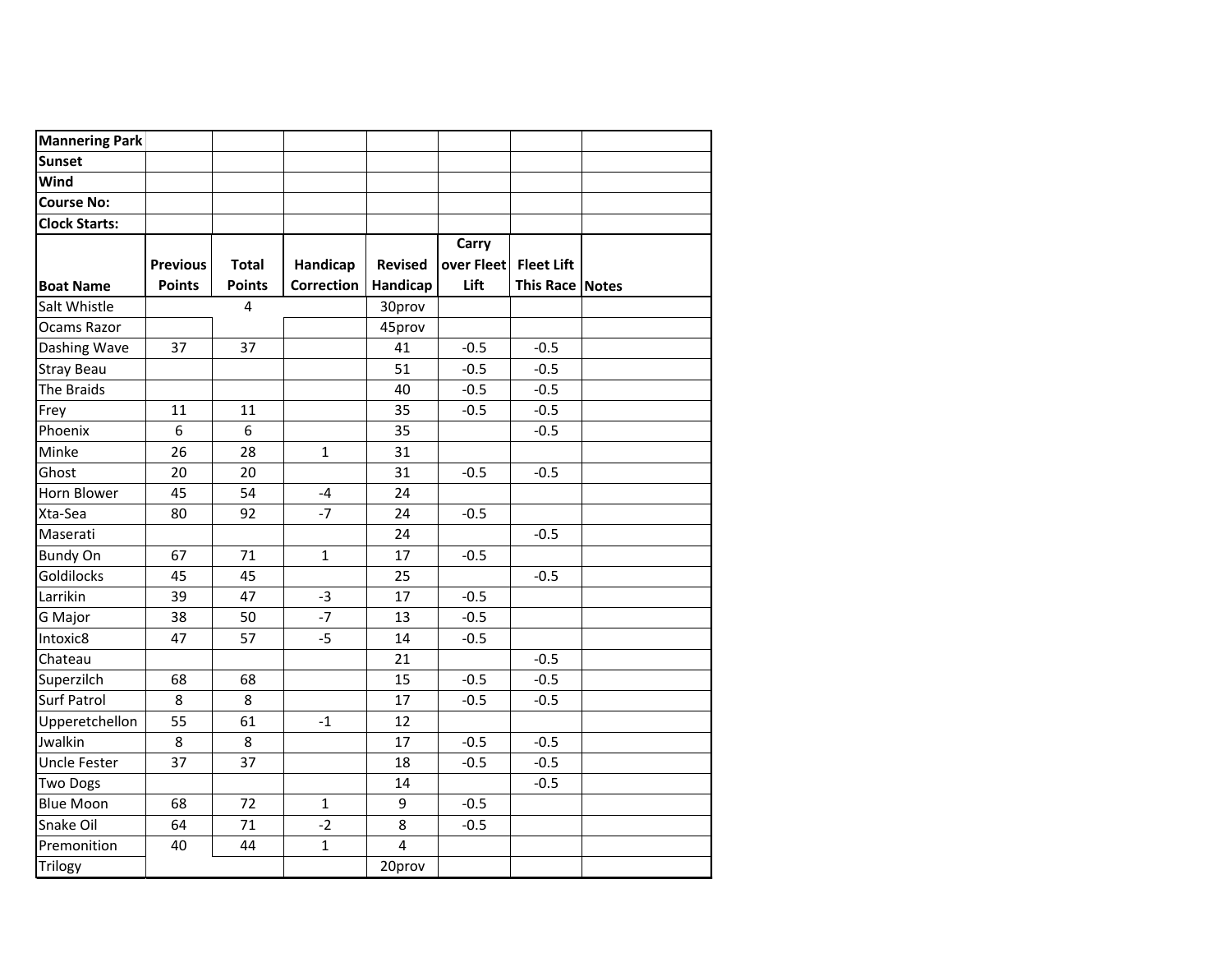| | | | | | | | |
|---|---|---|---|---|---|---|---|
| **Mannering Park** | | | | | | | |
| **Sunset** | | | | | | | |
| **Wind** | | | | | | | |
| **Course No:** | | | | | | | |
| **Clock Starts:** | | | | | | | |
| **Boat Name** | **Previous Points** | **Total Points** | **Handicap Correction** | **Revised Handicap** | **Carry over Fleet Lift** | **Fleet Lift This Race** | **Notes** |
| Salt Whistle | | 4 | | 30prov | | | |
| Ocams Razor | | | | 45prov | | | |
| Dashing Wave | 37 | 37 | | 41 | -0.5 | -0.5 | |
| Stray Beau | | | | 51 | -0.5 | -0.5 | |
| The Braids | | | | 40 | -0.5 | -0.5 | |
| Frey | 11 | 11 | | 35 | -0.5 | -0.5 | |
| Phoenix | 6 | 6 | | 35 | | -0.5 | |
| Minke | 26 | 28 | 1 | 31 | | | |
| Ghost | 20 | 20 | | 31 | -0.5 | -0.5 | |
| Horn Blower | 45 | 54 | -4 | 24 | | | |
| Xta-Sea | 80 | 92 | -7 | 24 | -0.5 | | |
| Maserati | | | | 24 | | -0.5 | |
| Bundy On | 67 | 71 | 1 | 17 | -0.5 | | |
| Goldilocks | 45 | 45 | | 25 | | -0.5 | |
| Larrikin | 39 | 47 | -3 | 17 | -0.5 | | |
| G Major | 38 | 50 | -7 | 13 | -0.5 | | |
| Intoxic8 | 47 | 57 | -5 | 14 | -0.5 | | |
| Chateau | | | | 21 | | -0.5 | |
| Superzilch | 68 | 68 | | 15 | -0.5 | -0.5 | |
| Surf Patrol | 8 | 8 | | 17 | -0.5 | -0.5 | |
| Upperetchellon | 55 | 61 | -1 | 12 | | | |
| Jwalkin | 8 | 8 | | 17 | -0.5 | -0.5 | |
| Uncle Fester | 37 | 37 | | 18 | -0.5 | -0.5 | |
| Two Dogs | | | | 14 | | -0.5 | |
| Blue Moon | 68 | 72 | 1 | 9 | -0.5 | | |
| Snake Oil | 64 | 71 | -2 | 8 | -0.5 | | |
| Premonition | 40 | 44 | 1 | 4 | | | |
| Trilogy | | | | 20prov | | | |